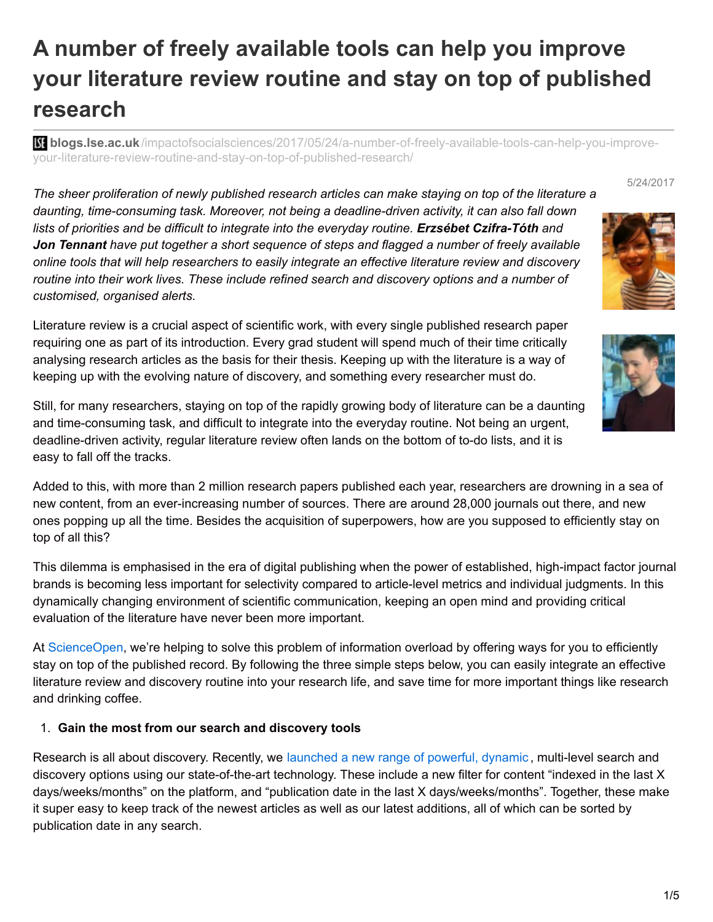# A number of freely available tools can help you improve your literature review routine and stay on top of published research

**blogs.lse.ac.uk**/impactofsocialsciences/2017/05/24/a-number-of-freely-available-tools-can-help-you-improve-your-literature-review-routine-and-stay-on-top-of-published-research/

5/24/2017

*The sheer proliferation of newly published research articles can make staying on top of the literature a daunting, time-consuming task. Moreover, not being a deadline-driven activity, it can also fall down lists of priorities and be difficult to integrate into the everyday routine.* ***Erzsébet Czifra-Tóth*** *and* ***Jon Tennant*** *have put together a short sequence of steps and flagged a number of freely available online tools that will help researchers to easily integrate an effective literature review and discovery routine into their work lives. These include refined search and discovery options and a number of customised, organised alerts.*

Literature review is a crucial aspect of scientific work, with every single published research paper requiring one as part of its introduction. Every grad student will spend much of their time critically analysing research articles as the basis for their thesis. Keeping up with the literature is a way of keeping up with the evolving nature of discovery, and something every researcher must do.

Still, for many researchers, staying on top of the rapidly growing body of literature can be a daunting and time-consuming task, and difficult to integrate into the everyday routine. Not being an urgent, deadline-driven activity, regular literature review often lands on the bottom of to-do lists, and it is easy to fall off the tracks.

Added to this, with more than 2 million research papers published each year, researchers are drowning in a sea of new content, from an ever-increasing number of sources. There are around 28,000 journals out there, and new ones popping up all the time. Besides the acquisition of superpowers, how are you supposed to efficiently stay on top of all this?

This dilemma is emphasised in the era of digital publishing when the power of established, high-impact factor journal brands is becoming less important for selectivity compared to article-level metrics and individual judgments. In this dynamically changing environment of scientific communication, keeping an open mind and providing critical evaluation of the literature have never been more important.

At ScienceOpen, we're helping to solve this problem of information overload by offering ways for you to efficiently stay on top of the published record. By following the three simple steps below, you can easily integrate an effective literature review and discovery routine into your research life, and save time for more important things like research and drinking coffee.

1. **Gain the most from our search and discovery tools**

Research is all about discovery. Recently, we launched a new range of powerful, dynamic, multi-level search and discovery options using our state-of-the-art technology. These include a new filter for content "indexed in the last X days/weeks/months" on the platform, and "publication date in the last X days/weeks/months". Together, these make it super easy to keep track of the newest articles as well as our latest additions, all of which can be sorted by publication date in any search.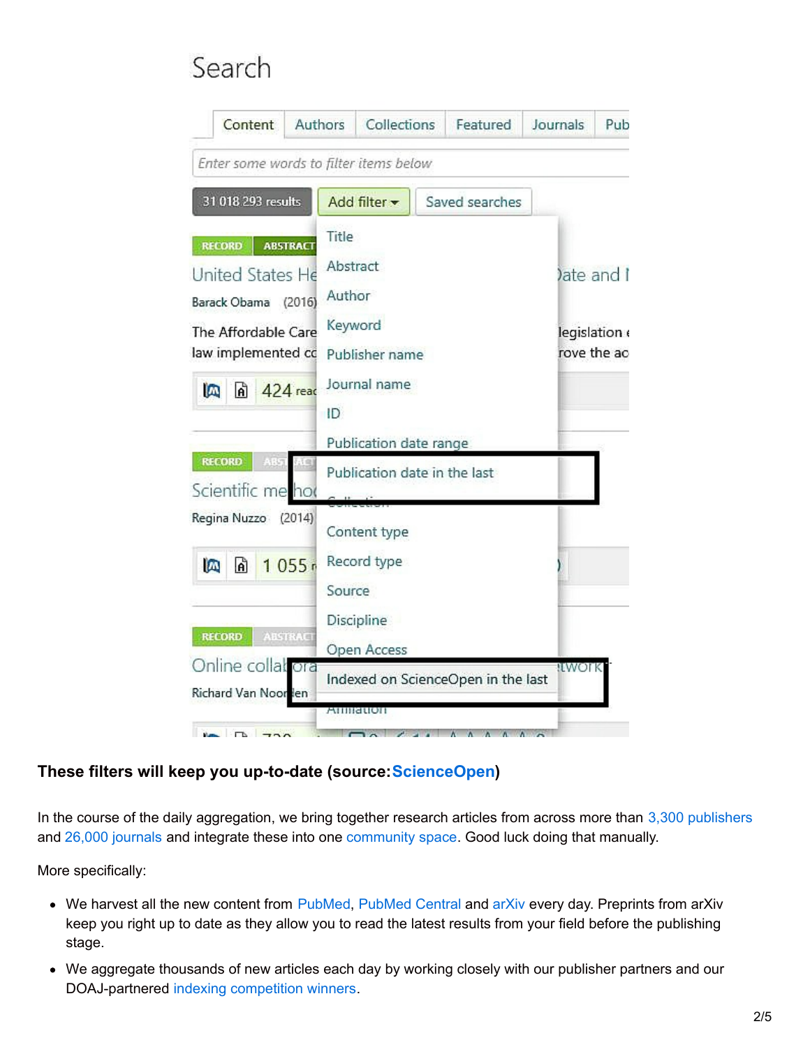**These filters will keep you up-to-date (source: ScienceOpen)**

In the course of the daily aggregation, we bring together research articles from across more than 3,300 publishers and 26,000 journals and integrate these into one community space. Good luck doing that manually.

More specifically:

- We harvest all the new content from PubMed, PubMed Central and arXiv every day. Preprints from arXiv keep you right up to date as they allow you to read the latest results from your field before the publishing stage.
- We aggregate thousands of new articles each day by working closely with our publisher partners and our DOAJ-partnered indexing competition winners.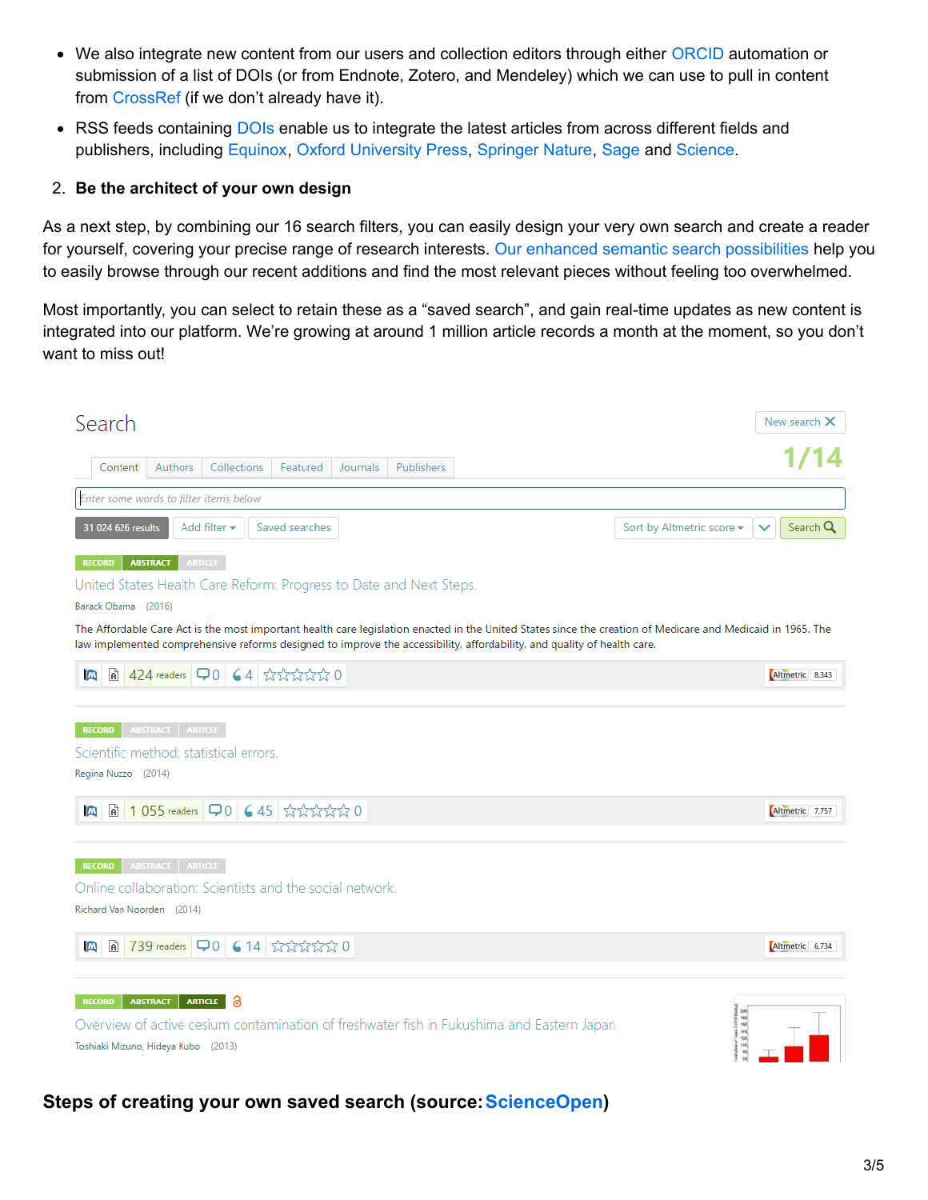- We also integrate new content from our users and collection editors through either ORCID automation or submission of a list of DOIs (or from Endnote, Zotero, and Mendeley) which we can use to pull in content from CrossRef (if we don't already have it).
- RSS feeds containing DOIs enable us to integrate the latest articles from across different fields and publishers, including Equinox, Oxford University Press, Springer Nature, Sage and Science.

2. **Be the architect of your own design**

As a next step, by combining our 16 search filters, you can easily design your very own search and create a reader for yourself, covering your precise range of research interests. Our enhanced semantic search possibilities help you to easily browse through our recent additions and find the most relevant pieces without feeling too overwhelmed.

Most importantly, you can select to retain these as a "saved search", and gain real-time updates as new content is integrated into our platform. We're growing at around 1 million article records a month at the moment, so you don't want to miss out!

**Steps of creating your own saved search (source: ScienceOpen)**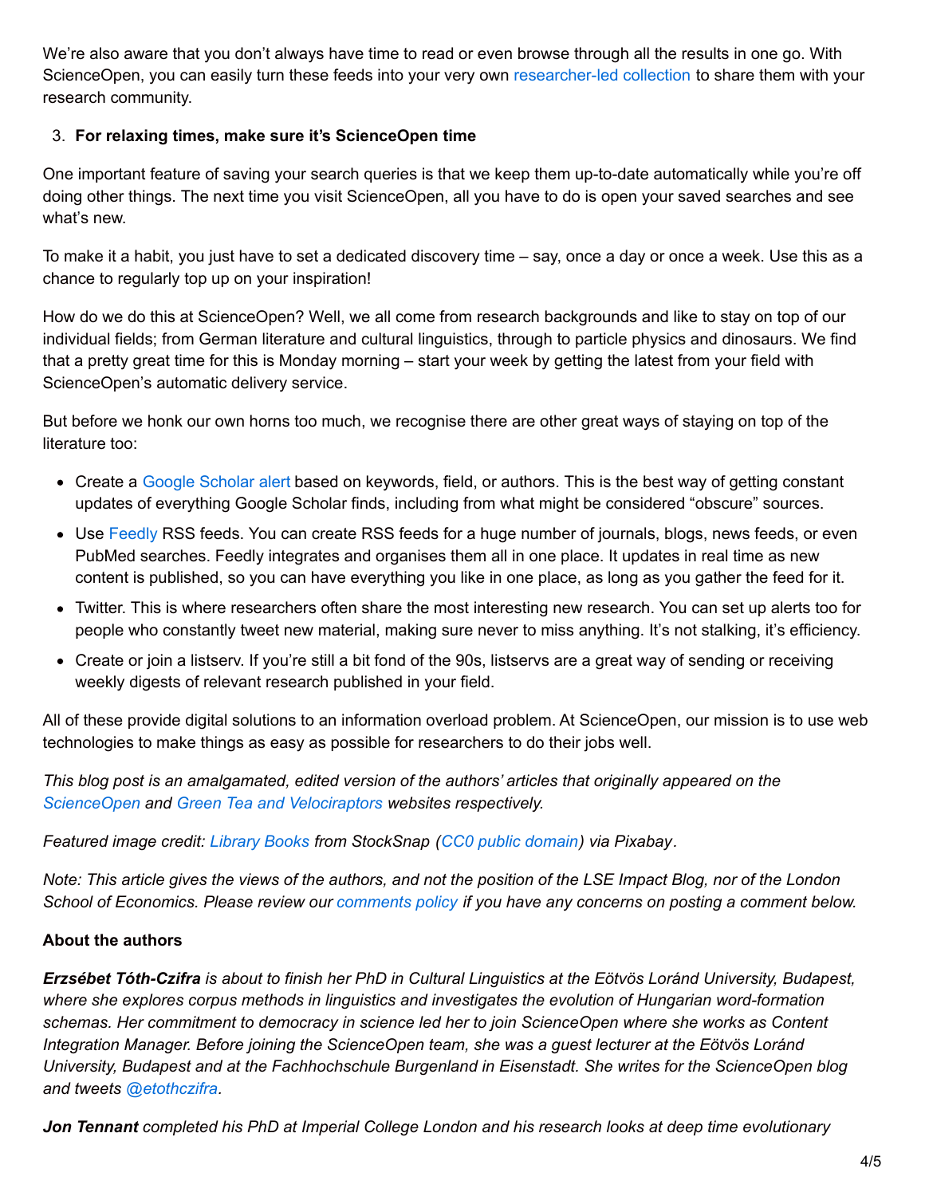We're also aware that you don't always have time to read or even browse through all the results in one go. With ScienceOpen, you can easily turn these feeds into your very own researcher-led collection to share them with your research community.

3. **For relaxing times, make sure it's ScienceOpen time**

One important feature of saving your search queries is that we keep them up-to-date automatically while you're off doing other things. The next time you visit ScienceOpen, all you have to do is open your saved searches and see what's new.

To make it a habit, you just have to set a dedicated discovery time – say, once a day or once a week. Use this as a chance to regularly top up on your inspiration!

How do we do this at ScienceOpen? Well, we all come from research backgrounds and like to stay on top of our individual fields; from German literature and cultural linguistics, through to particle physics and dinosaurs. We find that a pretty great time for this is Monday morning – start your week by getting the latest from your field with ScienceOpen's automatic delivery service.

But before we honk our own horns too much, we recognise there are other great ways of staying on top of the literature too:

- Create a Google Scholar alert based on keywords, field, or authors. This is the best way of getting constant updates of everything Google Scholar finds, including from what might be considered "obscure" sources.
- Use Feedly RSS feeds. You can create RSS feeds for a huge number of journals, blogs, news feeds, or even PubMed searches. Feedly integrates and organises them all in one place. It updates in real time as new content is published, so you can have everything you like in one place, as long as you gather the feed for it.
- Twitter. This is where researchers often share the most interesting new research. You can set up alerts too for people who constantly tweet new material, making sure never to miss anything. It's not stalking, it's efficiency.
- Create or join a listserv. If you're still a bit fond of the 90s, listservs are a great way of sending or receiving weekly digests of relevant research published in your field.

All of these provide digital solutions to an information overload problem. At ScienceOpen, our mission is to use web technologies to make things as easy as possible for researchers to do their jobs well.

*This blog post is an amalgamated, edited version of the authors' articles that originally appeared on the ScienceOpen and Green Tea and Velociraptors websites respectively.*

*Featured image credit: Library Books from StockSnap (CC0 public domain) via Pixabay.*

*Note: This article gives the views of the authors, and not the position of the LSE Impact Blog, nor of the London School of Economics. Please review our comments policy if you have any concerns on posting a comment below.*

**About the authors**

***Erzsébet Tóth-Czifra*** *is about to finish her PhD in Cultural Linguistics at the Eötvös Loránd University, Budapest, where she explores corpus methods in linguistics and investigates the evolution of Hungarian word-formation schemas. Her commitment to democracy in science led her to join ScienceOpen where she works as Content Integration Manager. Before joining the ScienceOpen team, she was a guest lecturer at the Eötvös Loránd University, Budapest and at the Fachhochschule Burgenland in Eisenstadt. She writes for the ScienceOpen blog and tweets @etothczifra.*

***Jon Tennant*** *completed his PhD at Imperial College London and his research looks at deep time evolutionary*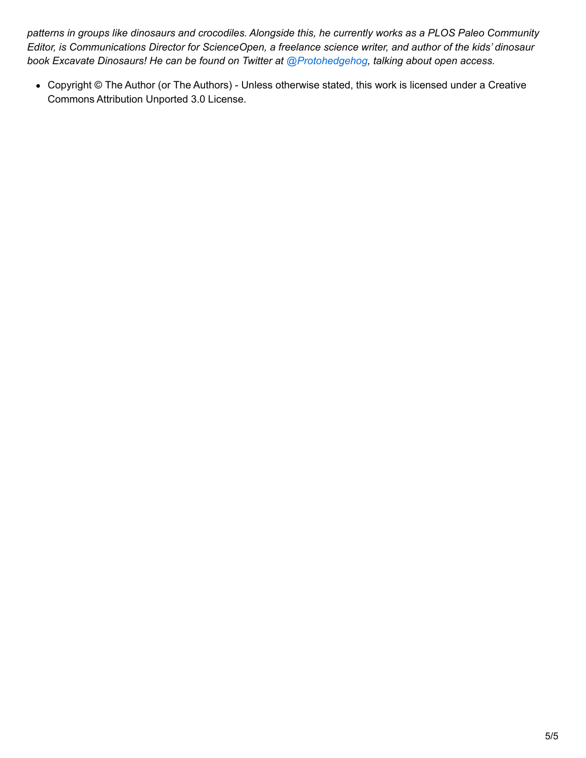*patterns in groups like dinosaurs and crocodiles. Alongside this, he currently works as a PLOS Paleo Community Editor, is Communications Director for ScienceOpen, a freelance science writer, and author of the kids' dinosaur book Excavate Dinosaurs! He can be found on Twitter at @Protohedgehog, talking about open access.*

- Copyright © The Author (or The Authors) - Unless otherwise stated, this work is licensed under a Creative Commons Attribution Unported 3.0 License.